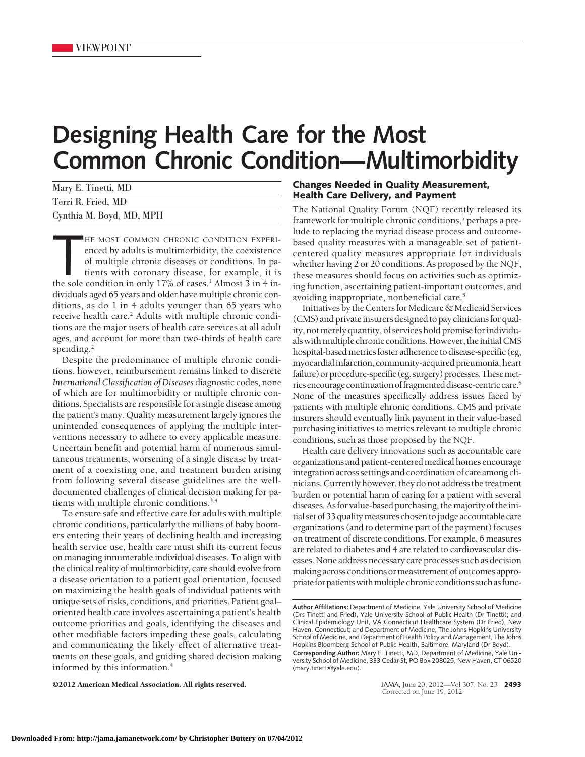VIEWPOINT

# Designing Health Care for the Most Common Chronic Condition—Multimorbidity

Mary E. Tinetti, MD

Terri R. Fried, MD

Cynthia M. Boyd, MD, MPH

THE MOST COMMON CHRONIC CONDITION EXPERIenced by adults is multimorbidity, the coexistence of multiple chronic diseases or conditions. In patients with coronary disease, for example, it is the sole condition in only 17% of cases.[1] Almost 3 in 4 individuals aged 65 years and older have multiple chronic conditions, as do 1 in 4 adults younger than 65 years who receive health care.[2] Adults with multiple chronic conditions are the major users of health care services at all adult ages, and account for more than two-thirds of health care spending.[2]

Despite the predominance of multiple chronic conditions, however, reimbursement remains linked to discrete *International Classification of Diseases* diagnostic codes, none of which are for multimorbidity or multiple chronic conditions. Specialists are responsible for a single disease among the patient's many. Quality measurement largely ignores the unintended consequences of applying the multiple interventions necessary to adhere to every applicable measure. Uncertain benefit and potential harm of numerous simultaneous treatments, worsening of a single disease by treatment of a coexisting one, and treatment burden arising from following several disease guidelines are the well-documented challenges of clinical decision making for patients with multiple chronic conditions.[3,4]

To ensure safe and effective care for adults with multiple chronic conditions, particularly the millions of baby boomers entering their years of declining health and increasing health service use, health care must shift its current focus on managing innumerable individual diseases. To align with the clinical reality of multimorbidity, care should evolve from a disease orientation to a patient goal orientation, focused on maximizing the health goals of individual patients with unique sets of risks, conditions, and priorities. Patient goal–oriented health care involves ascertaining a patient's health outcome priorities and goals, identifying the diseases and other modifiable factors impeding these goals, calculating and communicating the likely effect of alternative treatments on these goals, and guiding shared decision making informed by this information.[4]

## Changes Needed in Quality Measurement, Health Care Delivery, and Payment

The National Quality Forum (NQF) recently released its framework for multiple chronic conditions,[5] perhaps a prelude to replacing the myriad disease process and outcome-based quality measures with a manageable set of patient-centered quality measures appropriate for individuals whether having 2 or 20 conditions. As proposed by the NQF, these measures should focus on activities such as optimizing function, ascertaining patient-important outcomes, and avoiding inappropriate, nonbeneficial care.[5]

Initiatives by the Centers for Medicare & Medicaid Services (CMS) and private insurers designed to pay clinicians for quality, not merely quantity, of services hold promise for individuals with multiple chronic conditions. However, the initial CMS hospital-based metrics foster adherence to disease-specific (eg, myocardial infarction, community-acquired pneumonia, heart failure) or procedure-specific (eg, surgery) processes. These metrics encourage continuation of fragmented disease-centric care.[6] None of the measures specifically address issues faced by patients with multiple chronic conditions. CMS and private insurers should eventually link payment in their value-based purchasing initiatives to metrics relevant to multiple chronic conditions, such as those proposed by the NQF.

Health care delivery innovations such as accountable care organizations and patient-centered medical homes encourage integration across settings and coordination of care among clinicians. Currently however, they do not address the treatment burden or potential harm of caring for a patient with several diseases. As for value-based purchasing, the majority of the initial set of 33 quality measures chosen to judge accountable care organizations (and to determine part of the payment) focuses on treatment of discrete conditions. For example, 6 measures are related to diabetes and 4 are related to cardiovascular diseases. None address necessary care processes such as decision making across conditions or measurement of outcomes appropriate for patients with multiple chronic conditions such as func-

**Author Affiliations:** Department of Medicine, Yale University School of Medicine (Drs Tinetti and Fried), Yale University School of Public Health (Dr Tinetti); and Clinical Epidemiology Unit, VA Connecticut Healthcare System (Dr Fried), New Haven, Connecticut; and Department of Medicine, The Johns Hopkins University School of Medicine, and Department of Health Policy and Management, The Johns Hopkins Bloomberg School of Public Health, Baltimore, Maryland (Dr Boyd).

**Corresponding Author:** Mary E. Tinetti, MD, Department of Medicine, Yale University School of Medicine, 333 Cedar St, PO Box 208025, New Haven, CT 06520 (mary.tinetti@yale.edu).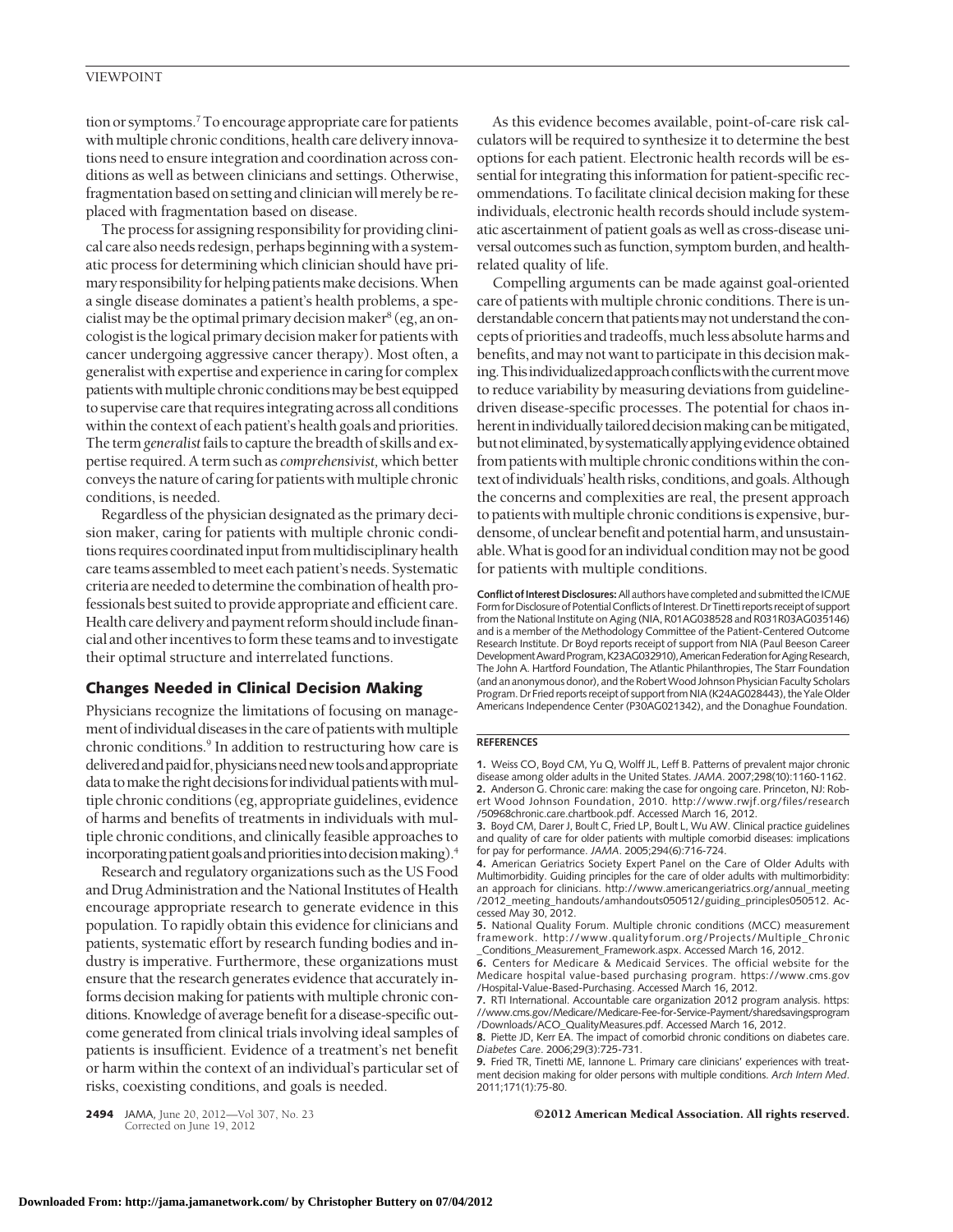tion or symptoms.[7] To encourage appropriate care for patients with multiple chronic conditions, health care delivery innovations need to ensure integration and coordination across conditions as well as between clinicians and settings. Otherwise, fragmentation based on setting and clinician will merely be replaced with fragmentation based on disease.

The process for assigning responsibility for providing clinical care also needs redesign, perhaps beginning with a systematic process for determining which clinician should have primary responsibility for helping patients make decisions. When a single disease dominates a patient's health problems, a specialist may be the optimal primary decision maker[8] (eg, an oncologist is the logical primary decision maker for patients with cancer undergoing aggressive cancer therapy). Most often, a generalist with expertise and experience in caring for complex patients with multiple chronic conditions may be best equipped to supervise care that requires integrating across all conditions within the context of each patient's health goals and priorities. The term *generalist* fails to capture the breadth of skills and expertise required. A term such as *comprehensivist,* which better conveys the nature of caring for patients with multiple chronic conditions, is needed.

Regardless of the physician designated as the primary decision maker, caring for patients with multiple chronic conditions requires coordinated input from multidisciplinary health care teams assembled to meet each patient's needs. Systematic criteria are needed to determine the combination of health professionals best suited to provide appropriate and efficient care. Health care delivery and payment reform should include financial and other incentives to form these teams and to investigate their optimal structure and interrelated functions.

## Changes Needed in Clinical Decision Making

Physicians recognize the limitations of focusing on management of individual diseases in the care of patients with multiple chronic conditions.[9] In addition to restructuring how care is delivered and paid for, physicians need new tools and appropriate data to make the right decisions for individual patients with multiple chronic conditions (eg, appropriate guidelines, evidence of harms and benefits of treatments in individuals with multiple chronic conditions, and clinically feasible approaches to incorporating patient goals and priorities into decision making).[4]

Research and regulatory organizations such as the US Food and Drug Administration and the National Institutes of Health encourage appropriate research to generate evidence in this population. To rapidly obtain this evidence for clinicians and patients, systematic effort by research funding bodies and industry is imperative. Furthermore, these organizations must ensure that the research generates evidence that accurately informs decision making for patients with multiple chronic conditions. Knowledge of average benefit for a disease-specific outcome generated from clinical trials involving ideal samples of patients is insufficient. Evidence of a treatment's net benefit or harm within the context of an individual's particular set of risks, coexisting conditions, and goals is needed.

As this evidence becomes available, point-of-care risk calculators will be required to synthesize it to determine the best options for each patient. Electronic health records will be essential for integrating this information for patient-specific recommendations. To facilitate clinical decision making for these individuals, electronic health records should include systematic ascertainment of patient goals as well as cross-disease universal outcomes such as function, symptom burden, and health-related quality of life.

Compelling arguments can be made against goal-oriented care of patients with multiple chronic conditions. There is understandable concern that patients may not understand the concepts of priorities and tradeoffs, much less absolute harms and benefits, and may not want to participate in this decision making. This individualized approach conflicts with the current move to reduce variability by measuring deviations from guideline-driven disease-specific processes. The potential for chaos inherent in individually tailored decision making can be mitigated, but not eliminated, by systematically applying evidence obtained from patients with multiple chronic conditions within the context of individuals' health risks, conditions, and goals. Although the concerns and complexities are real, the present approach to patients with multiple chronic conditions is expensive, burdensome, of unclear benefit and potential harm, and unsustainable. What is good for an individual condition may not be good for patients with multiple conditions.

**Conflict of Interest Disclosures:** All authors have completed and submitted the ICMJE Form for Disclosure of Potential Conflicts of Interest. Dr Tinetti reports receipt of support from the National Institute on Aging (NIA, R01AG038528 and R031R03AG035146) and is a member of the Methodology Committee of the Patient-Centered Outcome Research Institute. Dr Boyd reports receipt of support from NIA (Paul Beeson Career Development Award Program, K23AG032910), American Federation for Aging Research, The John A. Hartford Foundation, The Atlantic Philanthropies, The Starr Foundation (and an anonymous donor), and the Robert Wood Johnson Physician Faculty Scholars Program. Dr Fried reports receipt of support from NIA (K24AG028443), the Yale Older Americans Independence Center (P30AG021342), and the Donaghue Foundation.

## REFERENCES

1. Weiss CO, Boyd CM, Yu Q, Wolff JL, Leff B. Patterns of prevalent major chronic disease among older adults in the United States. *JAMA*. 2007;298(10):1160-1162.
2. Anderson G. Chronic care: making the case for ongoing care. Princeton, NJ: Robert Wood Johnson Foundation, 2010. http://www.rwjf.org/files/research/50968chronic.care.chartbook.pdf. Accessed March 16, 2012.
3. Boyd CM, Darer J, Boult C, Fried LP, Boult L, Wu AW. Clinical practice guidelines and quality of care for older patients with multiple comorbid diseases: implications for pay for performance. *JAMA*. 2005;294(6):716-724.
4. American Geriatrics Society Expert Panel on the Care of Older Adults with Multimorbidity. Guiding principles for the care of older adults with multimorbidity: an approach for clinicians. http://www.americangeriatrics.org/annual_meeting/2012_meeting_handouts/amhandouts050512/guiding_principles050512. Accessed May 30, 2012.
5. National Quality Forum. Multiple chronic conditions (MCC) measurement framework. http://www.qualityforum.org/Projects/Multiple_Chronic_Conditions_Measurement_Framework.aspx. Accessed March 16, 2012.
6. Centers for Medicare & Medicaid Services. The official website for the Medicare hospital value-based purchasing program. https://www.cms.gov/Hospital-Value-Based-Purchasing. Accessed March 16, 2012.
7. RTI International. Accountable care organization 2012 program analysis. https://www.cms.gov/Medicare/Medicare-Fee-for-Service-Payment/sharedsavingsprogram/Downloads/ACO_QualityMeasures.pdf. Accessed March 16, 2012.
8. Piette JD, Kerr EA. The impact of comorbid chronic conditions on diabetes care. *Diabetes Care*. 2006;29(3):725-731.
9. Fried TR, Tinetti ME, Iannone L. Primary care clinicians' experiences with treatment decision making for older persons with multiple conditions. *Arch Intern Med*. 2011;171(1):75-80.